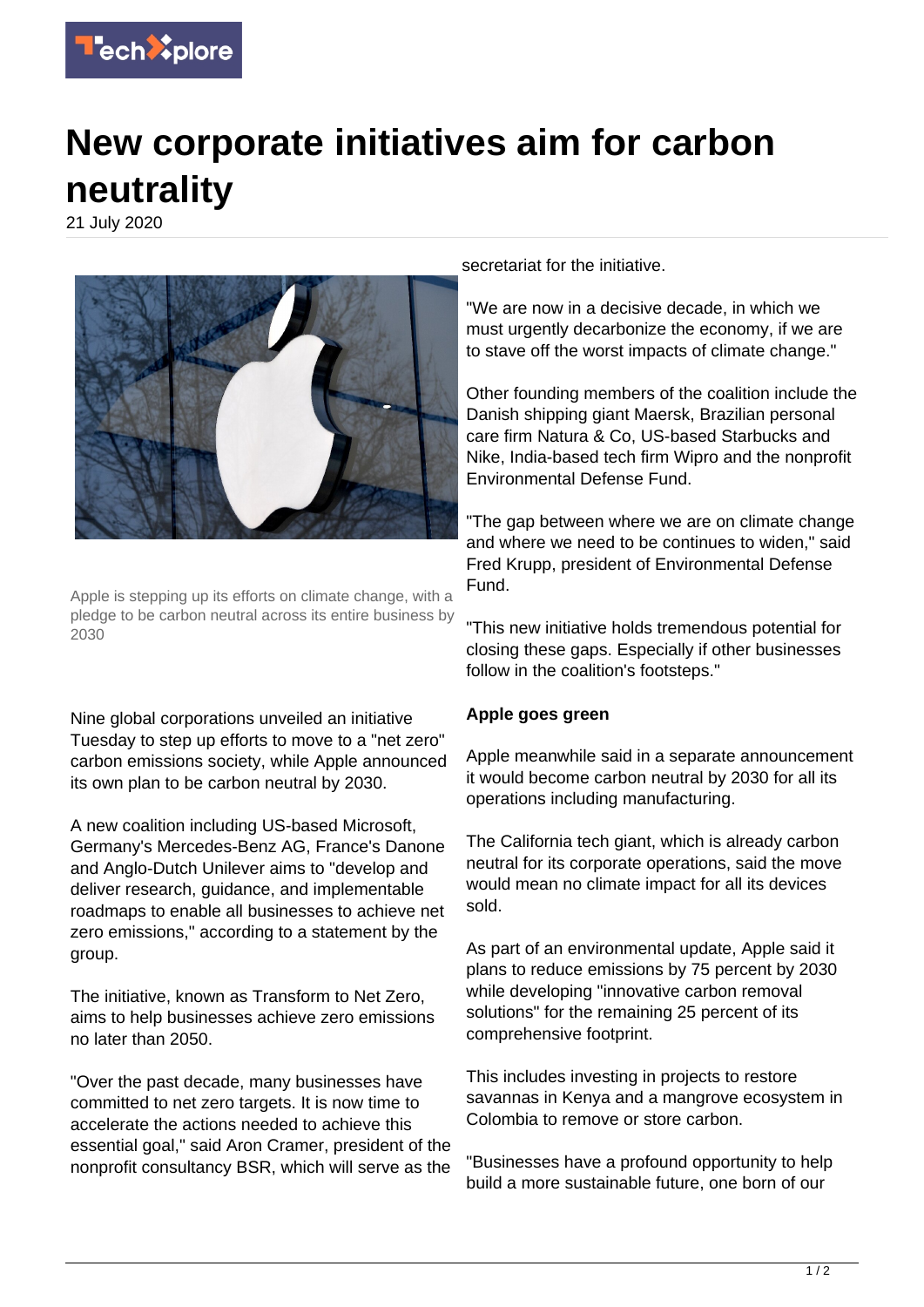# New corporate initiatives aim for carbon neutrality

21 July 2020

Apple is stepping up its efforts on climate change, with a pledge to be carbon neutral across its entire business by 2030

Nine global corporations unveiled an initiative Tuesday to step up efforts to move to a "net zero" carbon emissions society, while Apple announced its own plan to be carbon neutral by 2030.

A new coalition including US-based Microsoft, Germany's Mercedes-Benz AG, France's Danone and Anglo-Dutch Unilever aims to "develop and deliver research, guidance, and implementable roadmaps to enable all businesses to achieve net zero emissions," according to a statement by the group.

The initiative, known as Transform to Net Zero, aims to help businesses achieve zero emissions no later than 2050.

"Over the past decade, many businesses have committed to net zero targets. It is now time to accelerate the actions needed to achieve this essential goal," said Aron Cramer, president of the nonprofit consultancy BSR, which will serve as the secretariat for the initiative.

"We are now in a decisive decade, in which we must urgently decarbonize the economy, if we are to stave off the worst impacts of climate change."

Other founding members of the coalition include the Danish shipping giant Maersk, Brazilian personal care firm Natura & Co, US-based Starbucks and Nike, India-based tech firm Wipro and the nonprofit Environmental Defense Fund.

"The gap between where we are on climate change and where we need to be continues to widen," said Fred Krupp, president of Environmental Defense Fund.

"This new initiative holds tremendous potential for closing these gaps. Especially if other businesses follow in the coalition's footsteps."

**Apple goes green**

Apple meanwhile said in a separate announcement it would become carbon neutral by 2030 for all its operations including manufacturing.

The California tech giant, which is already carbon neutral for its corporate operations, said the move would mean no climate impact for all its devices sold.

As part of an environmental update, Apple said it plans to reduce emissions by 75 percent by 2030 while developing "innovative carbon removal solutions" for the remaining 25 percent of its comprehensive footprint.

This includes investing in projects to restore savannas in Kenya and a mangrove ecosystem in Colombia to remove or store carbon.

"Businesses have a profound opportunity to help build a more sustainable future, one born of our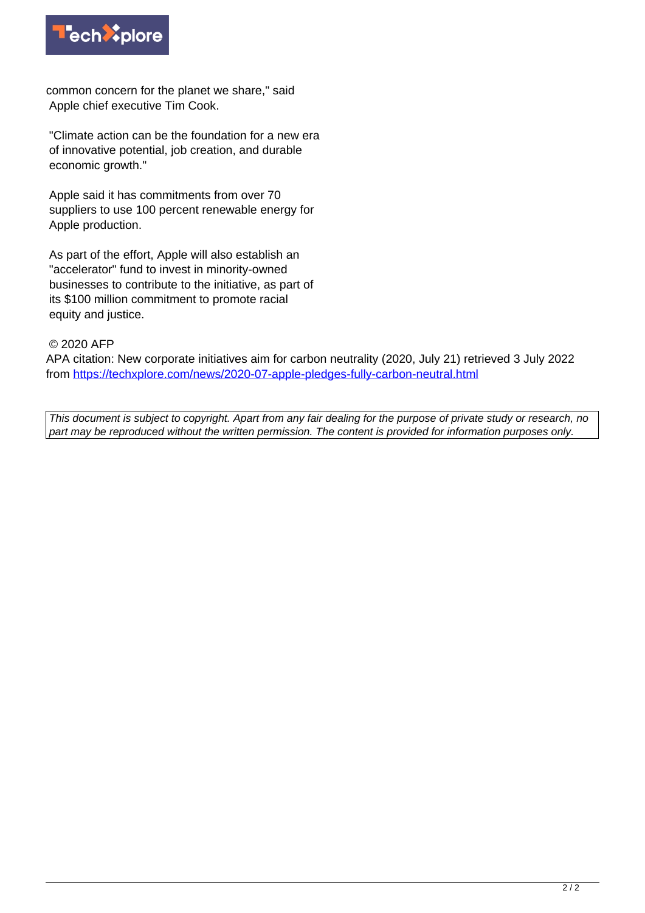common concern for the planet we share," said Apple chief executive Tim Cook.

"Climate action can be the foundation for a new era of innovative potential, job creation, and durable economic growth."

Apple said it has commitments from over 70 suppliers to use 100 percent renewable energy for Apple production.

As part of the effort, Apple will also establish an "accelerator" fund to invest in minority-owned businesses to contribute to the initiative, as part of its $100 million commitment to promote racial equity and justice.

© 2020 AFP

APA citation: New corporate initiatives aim for carbon neutrality (2020, July 21) retrieved 3 July 2022 from https://techxplore.com/news/2020-07-apple-pledges-fully-carbon-neutral.html

*This document is subject to copyright. Apart from any fair dealing for the purpose of private study or research, no part may be reproduced without the written permission. The content is provided for information purposes only.*